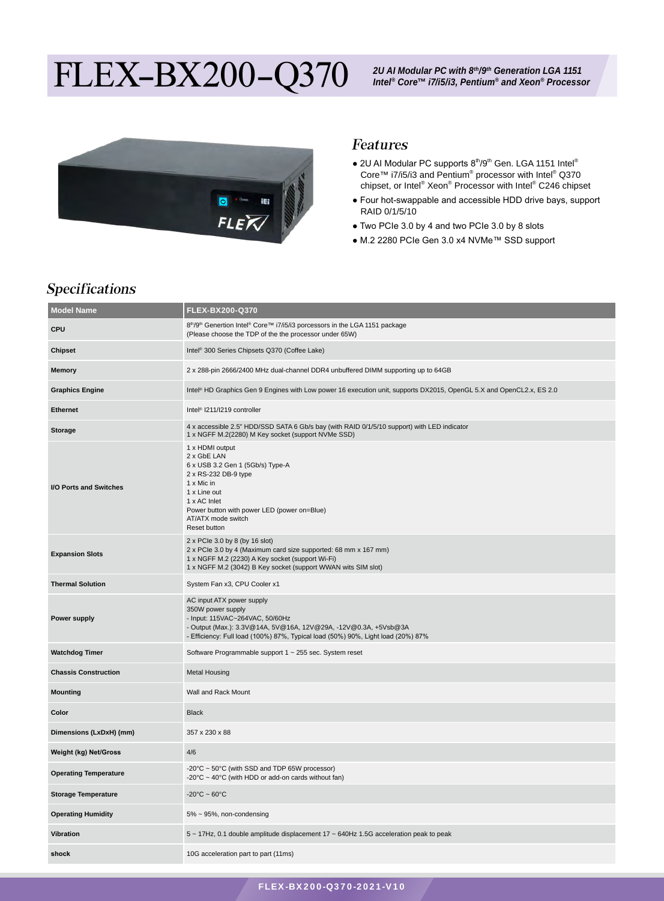# FLEX-BX200-Q370

***2U AI Modular PC with 8th/9th Generation LGA 1151 Intel® Core™ i7/i5/i3, Pentium® and Xeon® Processor***

## Features

- 2U AI Modular PC supports 8th/9th Gen. LGA 1151 Intel® Core™ i7/i5/i3 and Pentium® processor with Intel® Q370 chipset, or Intel® Xeon® Processor with Intel® C246 chipset
- Four hot-swappable and accessible HDD drive bays, support RAID 0/1/5/10
- Two PCIe 3.0 by 4 and two PCIe 3.0 by 8 slots
- M.2 2280 PCIe Gen 3.0 x4 NVMe™ SSD support

## Specifications

| Model Name | FLEX-BX200-Q370 |
|---|---|
| **CPU** | 8th/9th Genertion Intel® Core™ i7/i5/i3 porcessors in the LGA 1151 package<br>(Please choose the TDP of the the processor under 65W) |
| **Chipset** | Intel® 300 Series Chipsets Q370 (Coffee Lake) |
| **Memory** | 2 x 288-pin 2666/2400 MHz dual-channel DDR4 unbuffered DIMM supporting up to 64GB |
| **Graphics Engine** | Intel® HD Graphics Gen 9 Engines with Low power 16 execution unit, supports DX2015, OpenGL 5.X and OpenCL2.x, ES 2.0 |
| **Ethernet** | Intel® I211/I219 controller |
| **Storage** | 4 x accessible 2.5" HDD/SSD SATA 6 Gb/s bay (with RAID 0/1/5/10 support) with LED indicator<br>1 x NGFF M.2(2280) M Key socket (support NVMe SSD) |
| **I/O Ports and Switches** | 1 x HDMI output<br>2 x GbE LAN<br>6 x USB 3.2 Gen 1 (5Gb/s) Type-A<br>2 x RS-232 DB-9 type<br>1 x Mic in<br>1 x Line out<br>1 x AC Inlet<br>Power button with power LED (power on=Blue)<br>AT/ATX mode switch<br>Reset button |
| **Expansion Slots** | 2 x PCIe 3.0 by 8 (by 16 slot)<br>2 x PCIe 3.0 by 4 (Maximum card size supported: 68 mm x 167 mm)<br>1 x NGFF M.2 (2230) A Key socket (support Wi-Fi)<br>1 x NGFF M.2 (3042) B Key socket (support WWAN wits SIM slot) |
| **Thermal Solution** | System Fan x3, CPU Cooler x1 |
| **Power supply** | AC input ATX power supply<br>350W power supply<br>- Input: 115VAC~264VAC, 50/60Hz<br>- Output (Max.): 3.3V@14A, 5V@16A, 12V@29A, -12V@0.3A, +5Vsb@3A<br>- Efficiency: Full load (100%) 87%, Typical load (50%) 90%, Light load (20%) 87% |
| **Watchdog Timer** | Software Programmable support 1 ~ 255 sec. System reset |
| **Chassis Construction** | Metal Housing |
| **Mounting** | Wall and Rack Mount |
| **Color** | Black |
| **Dimensions (LxDxH) (mm)** | 357 x 230 x 88 |
| **Weight (kg) Net/Gross** | 4/6 |
| **Operating Temperature** | -20°C ~ 50°C (with SSD and TDP 65W processor)<br>-20°C ~ 40°C (with HDD or add-on cards without fan) |
| **Storage Temperature** | -20°C ~ 60°C |
| **Operating Humidity** | 5% ~ 95%, non-condensing |
| **Vibration** | 5 ~ 17Hz, 0.1 double amplitude displacement 17 ~ 640Hz 1.5G acceleration peak to peak |
| **shock** | 10G acceleration part to part (11ms) |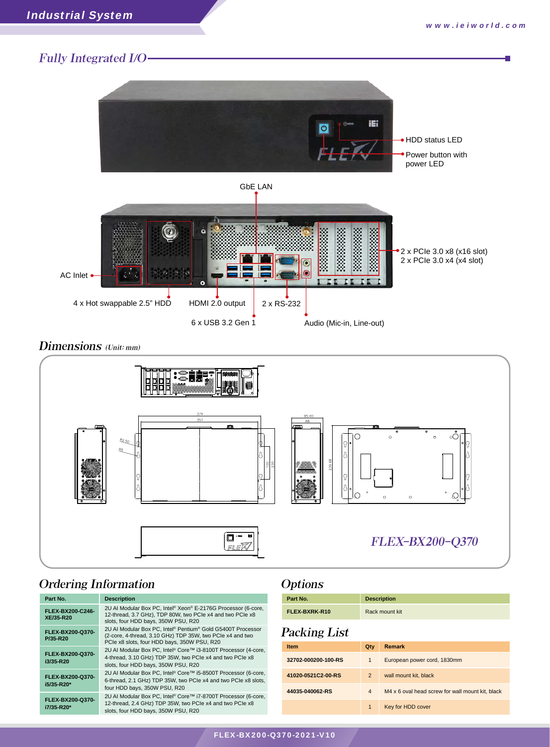## Fully Integrated I/O

HDD status LED

Power button with power LED

GbE LAN

2 x PCIe 3.0 x8 (x16 slot)
2 x PCIe 3.0 x4 (x4 slot)

AC Inlet

4 x Hot swappable 2.5" HDD

HDMI 2.0 output

2 x RS-232

6 x USB 3.2 Gen 1

Audio (Mic-in, Line-out)

## Dimensions *(Unit: mm)*

374

357

95.40

88

R2.50

R5

100

230

239.68

*FLEX-BX200-Q370*

## Ordering Information

| Part No. | Description |
|---|---|
| FLEX-BX200-C246-XE/35-R20 | 2U AI Modular Box PC, Intel® Xeon® E-2176G Processor (6-core, 12-thread, 3.7 GHz), TDP 80W, two PCIe x4 and two PCIe x8 slots, four HDD bays, 350W PSU, R20 |
| FLEX-BX200-Q370-P/35-R20 | 2U AI Modular Box PC, Intel® Pentium® Gold G5400T Processor (2-core, 4-thread, 3.10 GHz) TDP 35W, two PCIe x4 and two PCIe x8 slots, four HDD bays, 350W PSU, R20 |
| FLEX-BX200-Q370-i3/35-R20 | 2U AI Modular Box PC, Intel® Core™ i3-8100T Processor (4-core, 4-thread, 3.10 GHz) TDP 35W, two PCIe x4 and two PCIe x8 slots, four HDD bays, 350W PSU, R20 |
| FLEX-BX200-Q370-i5/35-R20* | 2U AI Modular Box PC, Intel® Core™ i5-8500T Processor (6-core, 6-thread, 2.1 GHz) TDP 35W, two PCIe x4 and two PCIe x8 slots, four HDD bays, 350W PSU, R20 |
| FLEX-BX200-Q370-i7/35-R20* | 2U AI Modular Box PC, Intel® Core™ i7-8700T Processor (6-core, 12-thread, 2.4 GHz) TDP 35W, two PCIe x4 and two PCIe x8 slots, four HDD bays, 350W PSU, R20 |

## Options

| Part No. | Description |
|---|---|
| FLEX-BXRK-R10 | Rack mount kit |

## Packing List

| Item | Qty | Remark |
|---|---|---|
| 32702-000200-100-RS | 1 | European power cord, 1830mm |
| 41020-0521C2-00-RS | 2 | wall mount kit, black |
| 44035-040062-RS | 4 | M4 x 6 oval head screw for wall mount kit, black |
| | 1 | Key for HDD cover |